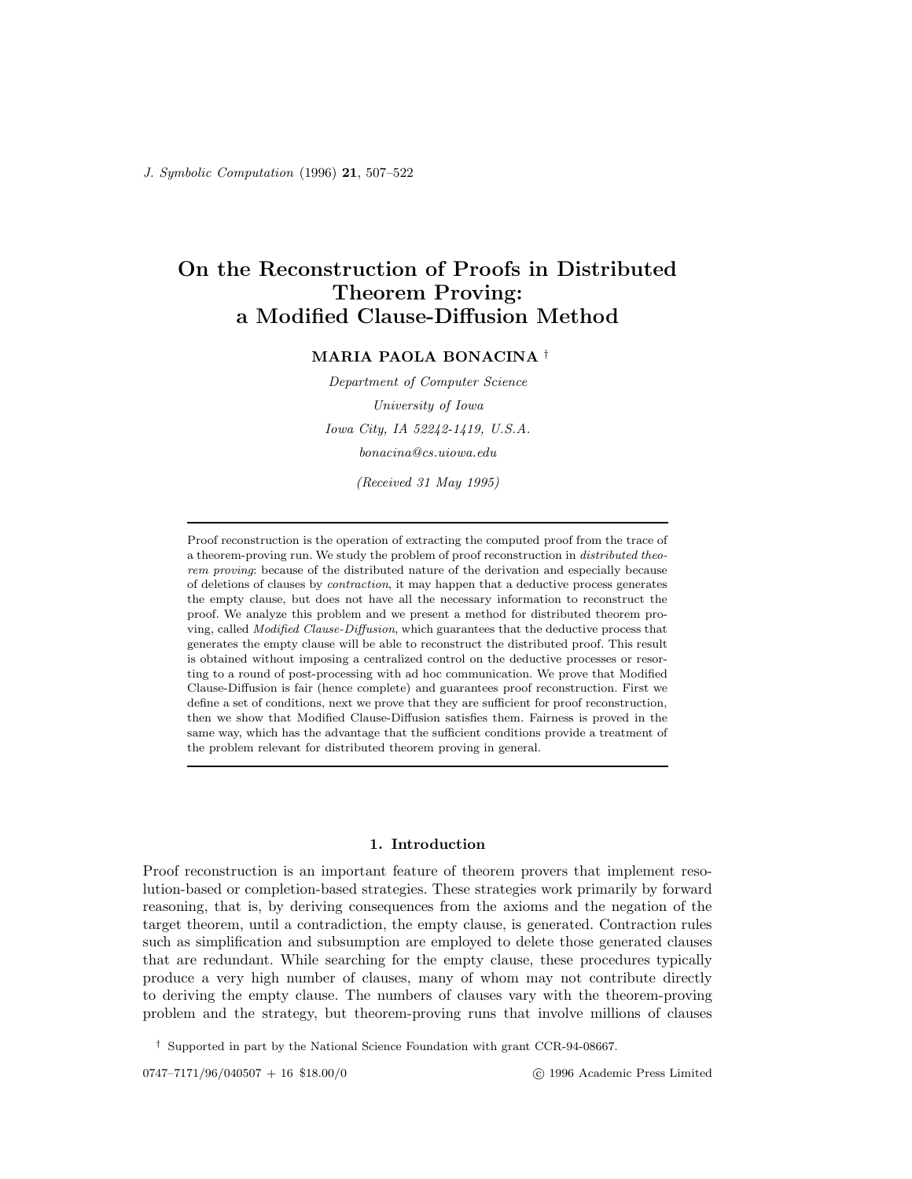# On the Reconstruction of Proofs in Distributed Theorem Proving: a Modified Clause-Diffusion Method

**MARIA PAOLA BONACINA** †

*Department of Computer Science*

*University of Iowa*

*Iowa City, IA 52242-1419, U.S.A.*

*bonacina@cs.uiowa.edu*

*(Received 31 May 1995)*

---

Proof reconstruction is the operation of extracting the computed proof from the trace of a theorem-proving run. We study the problem of proof reconstruction in *distributed theorem proving*: because of the distributed nature of the derivation and especially because of deletions of clauses by *contraction*, it may happen that a deductive process generates the empty clause, but does not have all the necessary information to reconstruct the proof. We analyze this problem and we present a method for distributed theorem proving, called *Modified Clause-Diffusion*, which guarantees that the deductive process that generates the empty clause will be able to reconstruct the distributed proof. This result is obtained without imposing a centralized control on the deductive processes or resorting to a round of post-processing with ad hoc communication. We prove that Modified Clause-Diffusion is fair (hence complete) and guarantees proof reconstruction. First we define a set of conditions, next we prove that they are sufficient for proof reconstruction, then we show that Modified Clause-Diffusion satisfies them. Fairness is proved in the same way, which has the advantage that the sufficient conditions provide a treatment of the problem relevant for distributed theorem proving in general.

---

## 1. Introduction

Proof reconstruction is an important feature of theorem provers that implement resolution-based or completion-based strategies. These strategies work primarily by forward reasoning, that is, by deriving consequences from the axioms and the negation of the target theorem, until a contradiction, the empty clause, is generated. Contraction rules such as simplification and subsumption are employed to delete those generated clauses that are redundant. While searching for the empty clause, these procedures typically produce a very high number of clauses, many of whom may not contribute directly to deriving the empty clause. The numbers of clauses vary with the theorem-proving problem and the strategy, but theorem-proving runs that involve millions of clauses

† Supported in part by the National Science Foundation with grant CCR-94-08667.

0747–7171/96/040507 + 16 $18.00/0 © 1996 Academic Press Limited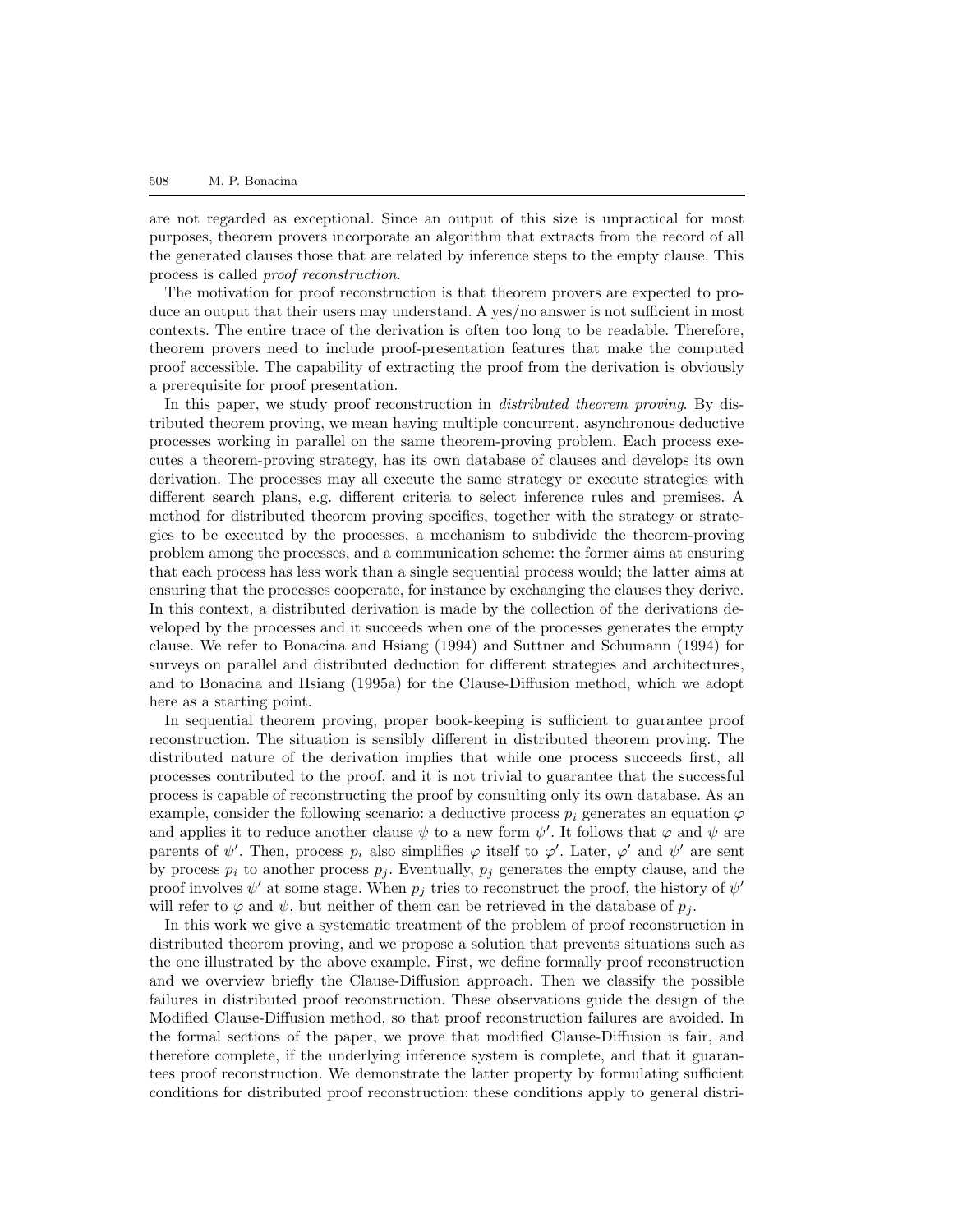are not regarded as exceptional. Since an output of this size is unpractical for most purposes, theorem provers incorporate an algorithm that extracts from the record of all the generated clauses those that are related by inference steps to the empty clause. This process is called *proof reconstruction*.

The motivation for proof reconstruction is that theorem provers are expected to produce an output that their users may understand. A yes/no answer is not sufficient in most contexts. The entire trace of the derivation is often too long to be readable. Therefore, theorem provers need to include proof-presentation features that make the computed proof accessible. The capability of extracting the proof from the derivation is obviously a prerequisite for proof presentation.

In this paper, we study proof reconstruction in *distributed theorem proving*. By distributed theorem proving, we mean having multiple concurrent, asynchronous deductive processes working in parallel on the same theorem-proving problem. Each process executes a theorem-proving strategy, has its own database of clauses and develops its own derivation. The processes may all execute the same strategy or execute strategies with different search plans, e.g. different criteria to select inference rules and premises. A method for distributed theorem proving specifies, together with the strategy or strategies to be executed by the processes, a mechanism to subdivide the theorem-proving problem among the processes, and a communication scheme: the former aims at ensuring that each process has less work than a single sequential process would; the latter aims at ensuring that the processes cooperate, for instance by exchanging the clauses they derive. In this context, a distributed derivation is made by the collection of the derivations developed by the processes and it succeeds when one of the processes generates the empty clause. We refer to Bonacina and Hsiang (1994) and Suttner and Schumann (1994) for surveys on parallel and distributed deduction for different strategies and architectures, and to Bonacina and Hsiang (1995a) for the Clause-Diffusion method, which we adopt here as a starting point.

In sequential theorem proving, proper book-keeping is sufficient to guarantee proof reconstruction. The situation is sensibly different in distributed theorem proving. The distributed nature of the derivation implies that while one process succeeds first, all processes contributed to the proof, and it is not trivial to guarantee that the successful process is capable of reconstructing the proof by consulting only its own database. As an example, consider the following scenario: a deductive process $p_i$ generates an equation $\varphi$ and applies it to reduce another clause $\psi$ to a new form $\psi'$. It follows that $\varphi$ and $\psi$ are parents of $\psi'$. Then, process $p_i$ also simplifies $\varphi$ itself to $\varphi'$. Later, $\varphi'$ and $\psi'$ are sent by process $p_i$ to another process $p_j$. Eventually, $p_j$ generates the empty clause, and the proof involves $\psi'$ at some stage. When $p_j$ tries to reconstruct the proof, the history of $\psi'$ will refer to $\varphi$ and $\psi$, but neither of them can be retrieved in the database of $p_j$.

In this work we give a systematic treatment of the problem of proof reconstruction in distributed theorem proving, and we propose a solution that prevents situations such as the one illustrated by the above example. First, we define formally proof reconstruction and we overview briefly the Clause-Diffusion approach. Then we classify the possible failures in distributed proof reconstruction. These observations guide the design of the Modified Clause-Diffusion method, so that proof reconstruction failures are avoided. In the formal sections of the paper, we prove that modified Clause-Diffusion is fair, and therefore complete, if the underlying inference system is complete, and that it guarantees proof reconstruction. We demonstrate the latter property by formulating sufficient conditions for distributed proof reconstruction: these conditions apply to general distri-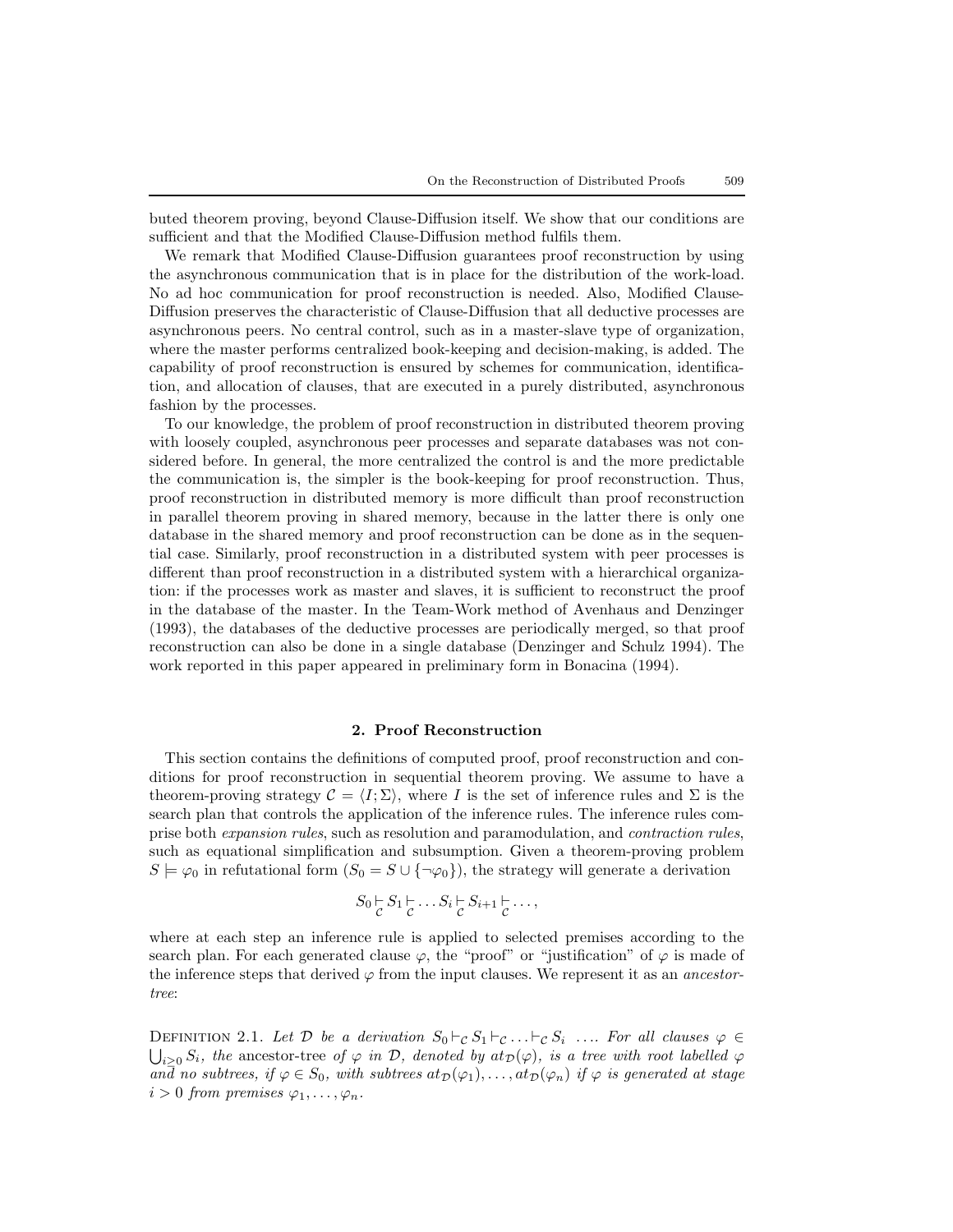buted theorem proving, beyond Clause-Diffusion itself. We show that our conditions are sufficient and that the Modified Clause-Diffusion method fulfils them.

We remark that Modified Clause-Diffusion guarantees proof reconstruction by using the asynchronous communication that is in place for the distribution of the work-load. No ad hoc communication for proof reconstruction is needed. Also, Modified Clause-Diffusion preserves the characteristic of Clause-Diffusion that all deductive processes are asynchronous peers. No central control, such as in a master-slave type of organization, where the master performs centralized book-keeping and decision-making, is added. The capability of proof reconstruction is ensured by schemes for communication, identification, and allocation of clauses, that are executed in a purely distributed, asynchronous fashion by the processes.

To our knowledge, the problem of proof reconstruction in distributed theorem proving with loosely coupled, asynchronous peer processes and separate databases was not considered before. In general, the more centralized the control is and the more predictable the communication is, the simpler is the book-keeping for proof reconstruction. Thus, proof reconstruction in distributed memory is more difficult than proof reconstruction in parallel theorem proving in shared memory, because in the latter there is only one database in the shared memory and proof reconstruction can be done as in the sequential case. Similarly, proof reconstruction in a distributed system with peer processes is different than proof reconstruction in a distributed system with a hierarchical organization: if the processes work as master and slaves, it is sufficient to reconstruct the proof in the database of the master. In the Team-Work method of Avenhaus and Denzinger (1993), the databases of the deductive processes are periodically merged, so that proof reconstruction can also be done in a single database (Denzinger and Schulz 1994). The work reported in this paper appeared in preliminary form in Bonacina (1994).

## 2. Proof Reconstruction

This section contains the definitions of computed proof, proof reconstruction and conditions for proof reconstruction in sequential theorem proving. We assume to have a theorem-proving strategy $\mathcal{C} = \langle I; \Sigma \rangle$, where $I$ is the set of inference rules and $\Sigma$ is the search plan that controls the application of the inference rules. The inference rules comprise both *expansion rules*, such as resolution and paramodulation, and *contraction rules*, such as equational simplification and subsumption. Given a theorem-proving problem $S \models \varphi_0$ in refutational form ($S_0 = S \cup \{\neg\varphi_0\}$), the strategy will generate a derivation

$$S_0 \underset{\mathcal{C}}{\vdash} S_1 \underset{\mathcal{C}}{\vdash} \ldots S_i \underset{\mathcal{C}}{\vdash} S_{i+1} \underset{\mathcal{C}}{\vdash} \ldots,$$

where at each step an inference rule is applied to selected premises according to the search plan. For each generated clause $\varphi$, the "proof" or "justification" of $\varphi$ is made of the inference steps that derived $\varphi$ from the input clauses. We represent it as an *ancestor-tree*:

Definition 2.1. *Let $\mathcal{D}$ be a derivation $S_0 \vdash_{\mathcal{C}} S_1 \vdash_{\mathcal{C}} \ldots \vdash_{\mathcal{C}} S_i \ \ldots$. For all clauses $\varphi \in \bigcup_{i \geq 0} S_i$, the* ancestor-tree *of $\varphi$ in $\mathcal{D}$, denoted by $at_{\mathcal{D}}(\varphi)$, is a tree with root labelled $\varphi$ and no subtrees, if $\varphi \in S_0$, with subtrees $at_{\mathcal{D}}(\varphi_1), \ldots, at_{\mathcal{D}}(\varphi_n)$ if $\varphi$ is generated at stage $i > 0$ from premises $\varphi_1, \ldots, \varphi_n$.*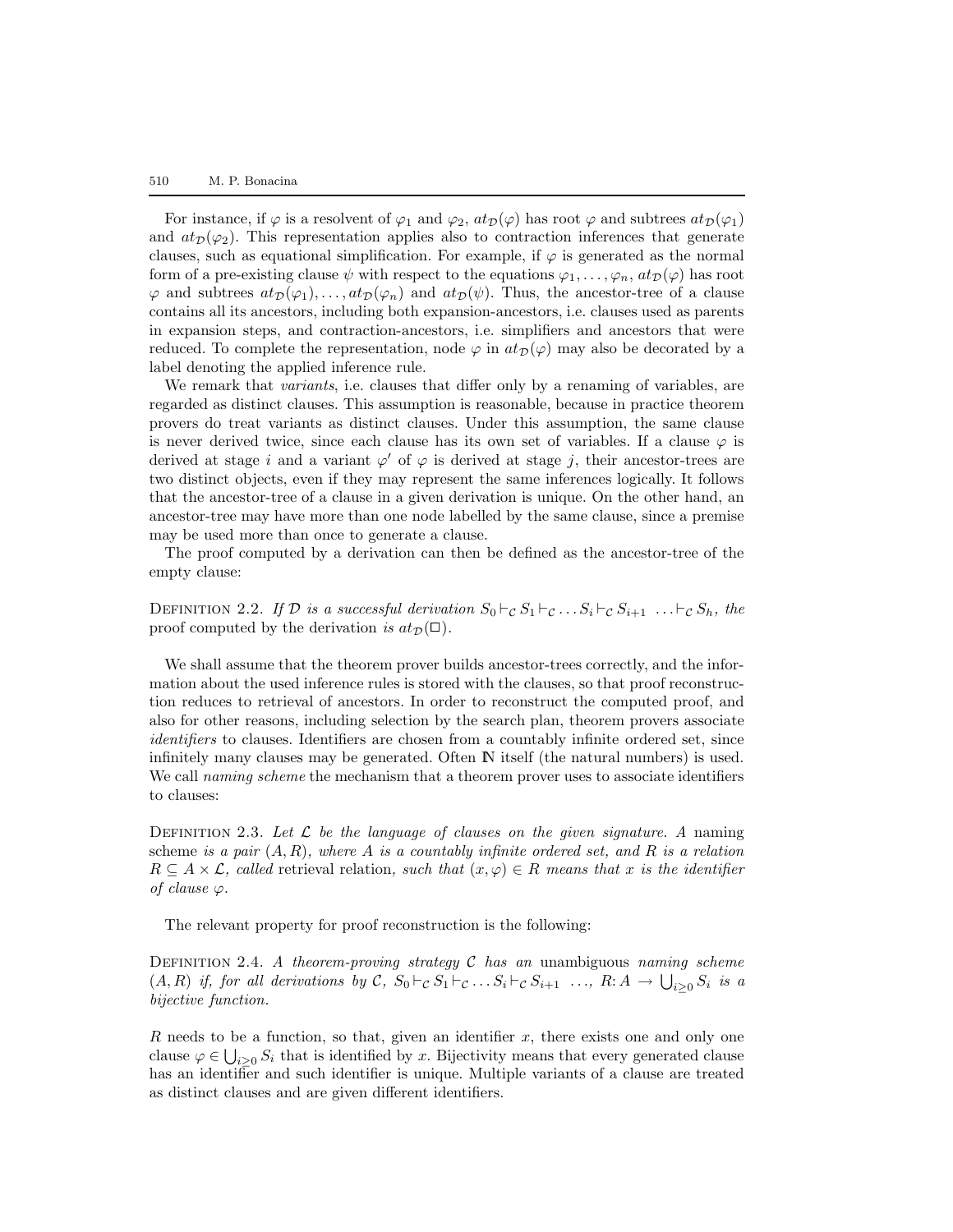For instance, if $\varphi$ is a resolvent of $\varphi_1$ and $\varphi_2$, $at_{\mathcal{D}}(\varphi)$ has root $\varphi$ and subtrees $at_{\mathcal{D}}(\varphi_1)$ and $at_{\mathcal{D}}(\varphi_2)$. This representation applies also to contraction inferences that generate clauses, such as equational simplification. For example, if $\varphi$ is generated as the normal form of a pre-existing clause $\psi$ with respect to the equations $\varphi_1, \ldots, \varphi_n$, $at_{\mathcal{D}}(\varphi)$ has root $\varphi$ and subtrees $at_{\mathcal{D}}(\varphi_1), \ldots, at_{\mathcal{D}}(\varphi_n)$ and $at_{\mathcal{D}}(\psi)$. Thus, the ancestor-tree of a clause contains all its ancestors, including both expansion-ancestors, i.e. clauses used as parents in expansion steps, and contraction-ancestors, i.e. simplifiers and ancestors that were reduced. To complete the representation, node $\varphi$ in $at_{\mathcal{D}}(\varphi)$ may also be decorated by a label denoting the applied inference rule.

We remark that *variants*, i.e. clauses that differ only by a renaming of variables, are regarded as distinct clauses. This assumption is reasonable, because in practice theorem provers do treat variants as distinct clauses. Under this assumption, the same clause is never derived twice, since each clause has its own set of variables. If a clause $\varphi$ is derived at stage $i$ and a variant $\varphi'$ of $\varphi$ is derived at stage $j$, their ancestor-trees are two distinct objects, even if they may represent the same inferences logically. It follows that the ancestor-tree of a clause in a given derivation is unique. On the other hand, an ancestor-tree may have more than one node labelled by the same clause, since a premise may be used more than once to generate a clause.

The proof computed by a derivation can then be defined as the ancestor-tree of the empty clause:

Definition 2.2. *If $\mathcal{D}$ is a successful derivation $S_0 \vdash_{\mathcal{C}} S_1 \vdash_{\mathcal{C}} \ldots S_i \vdash_{\mathcal{C}} S_{i+1} \ \ldots \vdash_{\mathcal{C}} S_h$, the* proof computed by the derivation *is $at_{\mathcal{D}}(\Box)$.*

We shall assume that the theorem prover builds ancestor-trees correctly, and the information about the used inference rules is stored with the clauses, so that proof reconstruction reduces to retrieval of ancestors. In order to reconstruct the computed proof, and also for other reasons, including selection by the search plan, theorem provers associate *identifiers* to clauses. Identifiers are chosen from a countably infinite ordered set, since infinitely many clauses may be generated. Often $\mathbb{N}$ itself (the natural numbers) is used. We call *naming scheme* the mechanism that a theorem prover uses to associate identifiers to clauses:

Definition 2.3. *Let $\mathcal{L}$ be the language of clauses on the given signature. A* naming scheme *is a pair $(A, R)$, where $A$ is a countably infinite ordered set, and $R$ is a relation $R \subseteq A \times \mathcal{L}$, called* retrieval relation*, such that $(x, \varphi) \in R$ means that $x$ is the identifier of clause $\varphi$.*

The relevant property for proof reconstruction is the following:

Definition 2.4. *A theorem-proving strategy $\mathcal{C}$ has an* unambiguous *naming scheme $(A, R)$ if, for all derivations by $\mathcal{C}$, $S_0 \vdash_{\mathcal{C}} S_1 \vdash_{\mathcal{C}} \ldots S_i \vdash_{\mathcal{C}} S_{i+1} \ \ldots$, $R: A \rightarrow \bigcup_{i \geq 0} S_i$ is a bijective function.*

$R$ needs to be a function, so that, given an identifier $x$, there exists one and only one clause $\varphi \in \bigcup_{i \geq 0} S_i$ that is identified by $x$. Bijectivity means that every generated clause has an identifier and such identifier is unique. Multiple variants of a clause are treated as distinct clauses and are given different identifiers.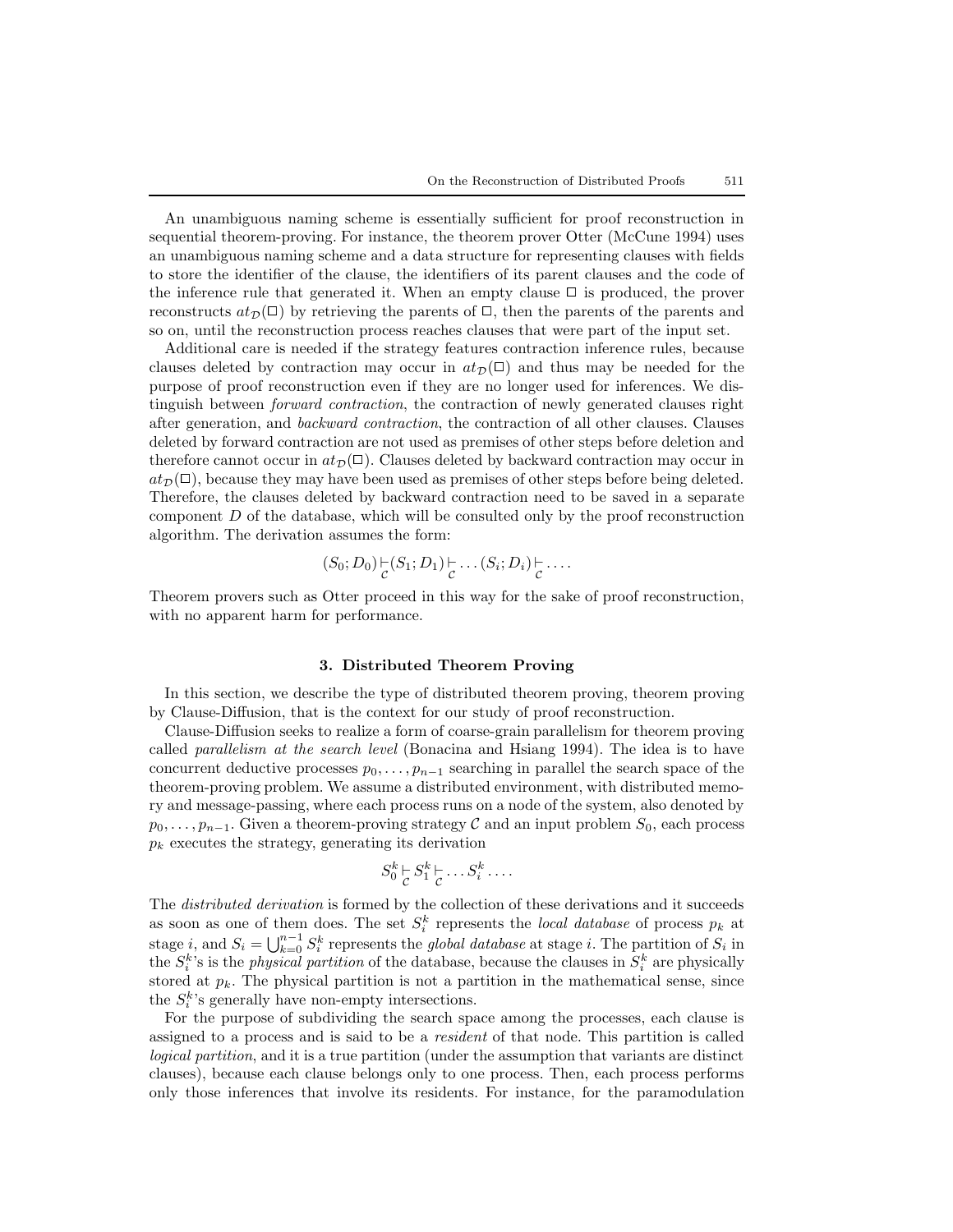An unambiguous naming scheme is essentially sufficient for proof reconstruction in sequential theorem-proving. For instance, the theorem prover Otter (McCune 1994) uses an unambiguous naming scheme and a data structure for representing clauses with fields to store the identifier of the clause, the identifiers of its parent clauses and the code of the inference rule that generated it. When an empty clause $\Box$ is produced, the prover reconstructs $at_{\mathcal{D}}(\Box)$ by retrieving the parents of $\Box$, then the parents of the parents and so on, until the reconstruction process reaches clauses that were part of the input set.

Additional care is needed if the strategy features contraction inference rules, because clauses deleted by contraction may occur in $at_{\mathcal{D}}(\Box)$ and thus may be needed for the purpose of proof reconstruction even if they are no longer used for inferences. We distinguish between *forward contraction*, the contraction of newly generated clauses right after generation, and *backward contraction*, the contraction of all other clauses. Clauses deleted by forward contraction are not used as premises of other steps before deletion and therefore cannot occur in $at_{\mathcal{D}}(\Box)$. Clauses deleted by backward contraction may occur in $at_{\mathcal{D}}(\Box)$, because they may have been used as premises of other steps before being deleted. Therefore, the clauses deleted by backward contraction need to be saved in a separate component $D$ of the database, which will be consulted only by the proof reconstruction algorithm. The derivation assumes the form:

$$(S_0; D_0) \underset{\mathcal{C}}{\vdash} (S_1; D_1) \underset{\mathcal{C}}{\vdash} \ldots (S_i; D_i) \underset{\mathcal{C}}{\vdash} \ldots .$$

Theorem provers such as Otter proceed in this way for the sake of proof reconstruction, with no apparent harm for performance.

## 3. Distributed Theorem Proving

In this section, we describe the type of distributed theorem proving, theorem proving by Clause-Diffusion, that is the context for our study of proof reconstruction.

Clause-Diffusion seeks to realize a form of coarse-grain parallelism for theorem proving called *parallelism at the search level* (Bonacina and Hsiang 1994). The idea is to have concurrent deductive processes $p_0, \ldots, p_{n-1}$ searching in parallel the search space of the theorem-proving problem. We assume a distributed environment, with distributed memory and message-passing, where each process runs on a node of the system, also denoted by $p_0, \ldots, p_{n-1}$. Given a theorem-proving strategy $\mathcal{C}$ and an input problem $S_0$, each process $p_k$ executes the strategy, generating its derivation

$$S_0^k \underset{\mathcal{C}}{\vdash} S_1^k \underset{\mathcal{C}}{\vdash} \ldots S_i^k \ldots .$$

The *distributed derivation* is formed by the collection of these derivations and it succeeds as soon as one of them does. The set $S_i^k$ represents the *local database* of process $p_k$ at stage $i$, and $S_i = \bigcup_{k=0}^{n-1} S_i^k$ represents the *global database* at stage $i$. The partition of $S_i$ in the $S_i^k$'s is the *physical partition* of the database, because the clauses in $S_i^k$ are physically stored at $p_k$. The physical partition is not a partition in the mathematical sense, since the $S_i^k$'s generally have non-empty intersections.

For the purpose of subdividing the search space among the processes, each clause is assigned to a process and is said to be a *resident* of that node. This partition is called *logical partition*, and it is a true partition (under the assumption that variants are distinct clauses), because each clause belongs only to one process. Then, each process performs only those inferences that involve its residents. For instance, for the paramodulation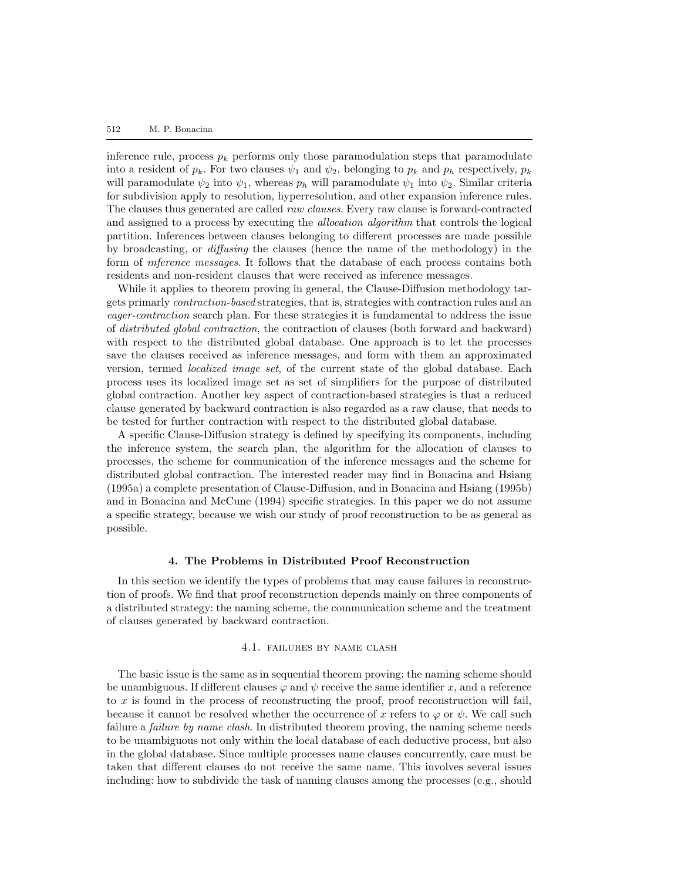inference rule, process $p_k$ performs only those paramodulation steps that paramodulate into a resident of $p_k$. For two clauses $\psi_1$ and $\psi_2$, belonging to $p_k$ and $p_h$ respectively, $p_k$ will paramodulate $\psi_2$ into $\psi_1$, whereas $p_h$ will paramodulate $\psi_1$ into $\psi_2$. Similar criteria for subdivision apply to resolution, hyperresolution, and other expansion inference rules. The clauses thus generated are called *raw clauses*. Every raw clause is forward-contracted and assigned to a process by executing the *allocation algorithm* that controls the logical partition. Inferences between clauses belonging to different processes are made possible by broadcasting, or *diffusing* the clauses (hence the name of the methodology) in the form of *inference messages*. It follows that the database of each process contains both residents and non-resident clauses that were received as inference messages.

While it applies to theorem proving in general, the Clause-Diffusion methodology targets primarly *contraction-based* strategies, that is, strategies with contraction rules and an *eager-contraction* search plan. For these strategies it is fundamental to address the issue of *distributed global contraction*, the contraction of clauses (both forward and backward) with respect to the distributed global database. One approach is to let the processes save the clauses received as inference messages, and form with them an approximated version, termed *localized image set*, of the current state of the global database. Each process uses its localized image set as set of simplifiers for the purpose of distributed global contraction. Another key aspect of contraction-based strategies is that a reduced clause generated by backward contraction is also regarded as a raw clause, that needs to be tested for further contraction with respect to the distributed global database.

A specific Clause-Diffusion strategy is defined by specifying its components, including the inference system, the search plan, the algorithm for the allocation of clauses to processes, the scheme for communication of the inference messages and the scheme for distributed global contraction. The interested reader may find in Bonacina and Hsiang (1995a) a complete presentation of Clause-Diffusion, and in Bonacina and Hsiang (1995b) and in Bonacina and McCune (1994) specific strategies. In this paper we do not assume a specific strategy, because we wish our study of proof reconstruction to be as general as possible.

## 4. The Problems in Distributed Proof Reconstruction

In this section we identify the types of problems that may cause failures in reconstruction of proofs. We find that proof reconstruction depends mainly on three components of a distributed strategy: the naming scheme, the communication scheme and the treatment of clauses generated by backward contraction.

### 4.1. Failures by name clash

The basic issue is the same as in sequential theorem proving: the naming scheme should be unambiguous. If different clauses $\varphi$ and $\psi$ receive the same identifier $x$, and a reference to $x$ is found in the process of reconstructing the proof, proof reconstruction will fail, because it cannot be resolved whether the occurrence of $x$ refers to $\varphi$ or $\psi$. We call such failure a *failure by name clash*. In distributed theorem proving, the naming scheme needs to be unambiguous not only within the local database of each deductive process, but also in the global database. Since multiple processes name clauses concurrently, care must be taken that different clauses do not receive the same name. This involves several issues including: how to subdivide the task of naming clauses among the processes (e.g., should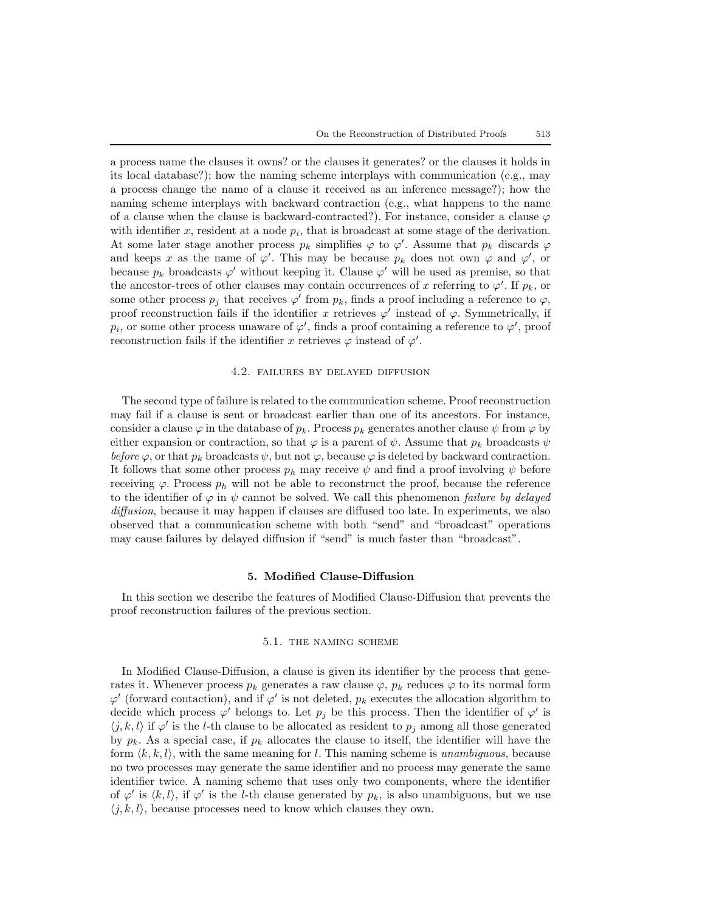a process name the clauses it owns? or the clauses it generates? or the clauses it holds in its local database?); how the naming scheme interplays with communication (e.g., may a process change the name of a clause it received as an inference message?); how the naming scheme interplays with backward contraction (e.g., what happens to the name of a clause when the clause is backward-contracted?). For instance, consider a clause $\varphi$ with identifier $x$, resident at a node $p_i$, that is broadcast at some stage of the derivation. At some later stage another process $p_k$ simplifies $\varphi$ to $\varphi'$. Assume that $p_k$ discards $\varphi$ and keeps $x$ as the name of $\varphi'$. This may be because $p_k$ does not own $\varphi$ and $\varphi'$, or because $p_k$ broadcasts $\varphi'$ without keeping it. Clause $\varphi'$ will be used as premise, so that the ancestor-trees of other clauses may contain occurrences of $x$ referring to $\varphi'$. If $p_k$, or some other process $p_j$ that receives $\varphi'$ from $p_k$, finds a proof including a reference to $\varphi$, proof reconstruction fails if the identifier $x$ retrieves $\varphi'$ instead of $\varphi$. Symmetrically, if $p_i$, or some other process unaware of $\varphi'$, finds a proof containing a reference to $\varphi'$, proof reconstruction fails if the identifier $x$ retrieves $\varphi$ instead of $\varphi'$.

### 4.2. Failures by delayed diffusion

The second type of failure is related to the communication scheme. Proof reconstruction may fail if a clause is sent or broadcast earlier than one of its ancestors. For instance, consider a clause $\varphi$ in the database of $p_k$. Process $p_k$ generates another clause $\psi$ from $\varphi$ by either expansion or contraction, so that $\varphi$ is a parent of $\psi$. Assume that $p_k$ broadcasts $\psi$ *before* $\varphi$, or that $p_k$ broadcasts $\psi$, but not $\varphi$, because $\varphi$ is deleted by backward contraction. It follows that some other process $p_h$ may receive $\psi$ and find a proof involving $\psi$ before receiving $\varphi$. Process $p_h$ will not be able to reconstruct the proof, because the reference to the identifier of $\varphi$ in $\psi$ cannot be solved. We call this phenomenon *failure by delayed diffusion*, because it may happen if clauses are diffused too late. In experiments, we also observed that a communication scheme with both "send" and "broadcast" operations may cause failures by delayed diffusion if "send" is much faster than "broadcast".

## 5. Modified Clause-Diffusion

In this section we describe the features of Modified Clause-Diffusion that prevents the proof reconstruction failures of the previous section.

### 5.1. The naming scheme

In Modified Clause-Diffusion, a clause is given its identifier by the process that generates it. Whenever process $p_k$ generates a raw clause $\varphi$, $p_k$ reduces $\varphi$ to its normal form $\varphi'$ (forward contaction), and if $\varphi'$ is not deleted, $p_k$ executes the allocation algorithm to decide which process $\varphi'$ belongs to. Let $p_j$ be this process. Then the identifier of $\varphi'$ is $\langle j, k, l\rangle$ if $\varphi'$ is the $l$-th clause to be allocated as resident to $p_j$ among all those generated by $p_k$. As a special case, if $p_k$ allocates the clause to itself, the identifier will have the form $\langle k, k, l\rangle$, with the same meaning for $l$. This naming scheme is *unambiguous*, because no two processes may generate the same identifier and no process may generate the same identifier twice. A naming scheme that uses only two components, where the identifier of $\varphi'$ is $\langle k, l\rangle$, if $\varphi'$ is the $l$-th clause generated by $p_k$, is also unambiguous, but we use $\langle j, k, l\rangle$, because processes need to know which clauses they own.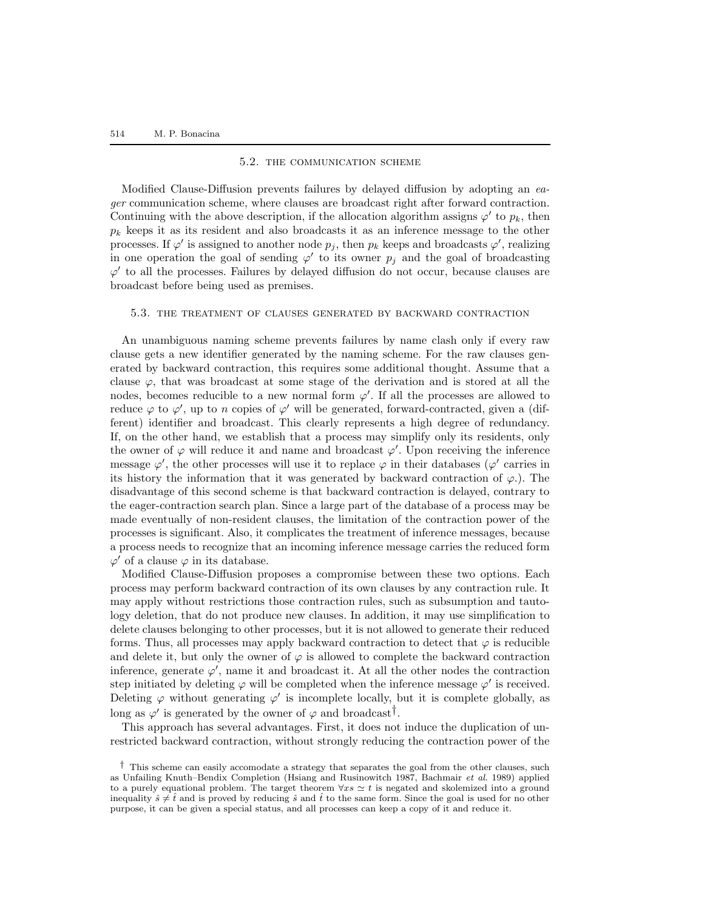### 5.2. the communication scheme

Modified Clause-Diffusion prevents failures by delayed diffusion by adopting an *eager* communication scheme, where clauses are broadcast right after forward contraction. Continuing with the above description, if the allocation algorithm assigns $\varphi'$ to $p_k$, then $p_k$ keeps it as its resident and also broadcasts it as an inference message to the other processes. If $\varphi'$ is assigned to another node $p_j$, then $p_k$ keeps and broadcasts $\varphi'$, realizing in one operation the goal of sending $\varphi'$ to its owner $p_j$ and the goal of broadcasting $\varphi'$ to all the processes. Failures by delayed diffusion do not occur, because clauses are broadcast before being used as premises.

### 5.3. the treatment of clauses generated by backward contraction

An unambiguous naming scheme prevents failures by name clash only if every raw clause gets a new identifier generated by the naming scheme. For the raw clauses generated by backward contraction, this requires some additional thought. Assume that a clause $\varphi$, that was broadcast at some stage of the derivation and is stored at all the nodes, becomes reducible to a new normal form $\varphi'$. If all the processes are allowed to reduce $\varphi$ to $\varphi'$, up to $n$ copies of $\varphi'$ will be generated, forward-contracted, given a (different) identifier and broadcast. This clearly represents a high degree of redundancy. If, on the other hand, we establish that a process may simplify only its residents, only the owner of $\varphi$ will reduce it and name and broadcast $\varphi'$. Upon receiving the inference message $\varphi'$, the other processes will use it to replace $\varphi$ in their databases ($\varphi'$ carries in its history the information that it was generated by backward contraction of $\varphi$.). The disadvantage of this second scheme is that backward contraction is delayed, contrary to the eager-contraction search plan. Since a large part of the database of a process may be made eventually of non-resident clauses, the limitation of the contraction power of the processes is significant. Also, it complicates the treatment of inference messages, because a process needs to recognize that an incoming inference message carries the reduced form $\varphi'$ of a clause $\varphi$ in its database.

Modified Clause-Diffusion proposes a compromise between these two options. Each process may perform backward contraction of its own clauses by any contraction rule. It may apply without restrictions those contraction rules, such as subsumption and tautology deletion, that do not produce new clauses. In addition, it may use simplification to delete clauses belonging to other processes, but it is not allowed to generate their reduced forms. Thus, all processes may apply backward contraction to detect that $\varphi$ is reducible and delete it, but only the owner of $\varphi$ is allowed to complete the backward contraction inference, generate $\varphi'$, name it and broadcast it. At all the other nodes the contraction step initiated by deleting $\varphi$ will be completed when the inference message $\varphi'$ is received. Deleting $\varphi$ without generating $\varphi'$ is incomplete locally, but it is complete globally, as long as $\varphi'$ is generated by the owner of $\varphi$ and broadcast[†].

This approach has several advantages. First, it does not induce the duplication of unrestricted backward contraction, without strongly reducing the contraction power of the

[†] This scheme can easily accomodate a strategy that separates the goal from the other clauses, such as Unfailing Knuth–Bendix Completion (Hsiang and Rusinowitch 1987, Bachmair *et al.* 1989) applied to a purely equational problem. The target theorem $\forall \bar{x} s \simeq t$ is negated and skolemized into a ground inequality $\hat{s} \not\simeq \hat{t}$ and is proved by reducing $\hat{s}$ and $\hat{t}$ to the same form. Since the goal is used for no other purpose, it can be given a special status, and all processes can keep a copy of it and reduce it.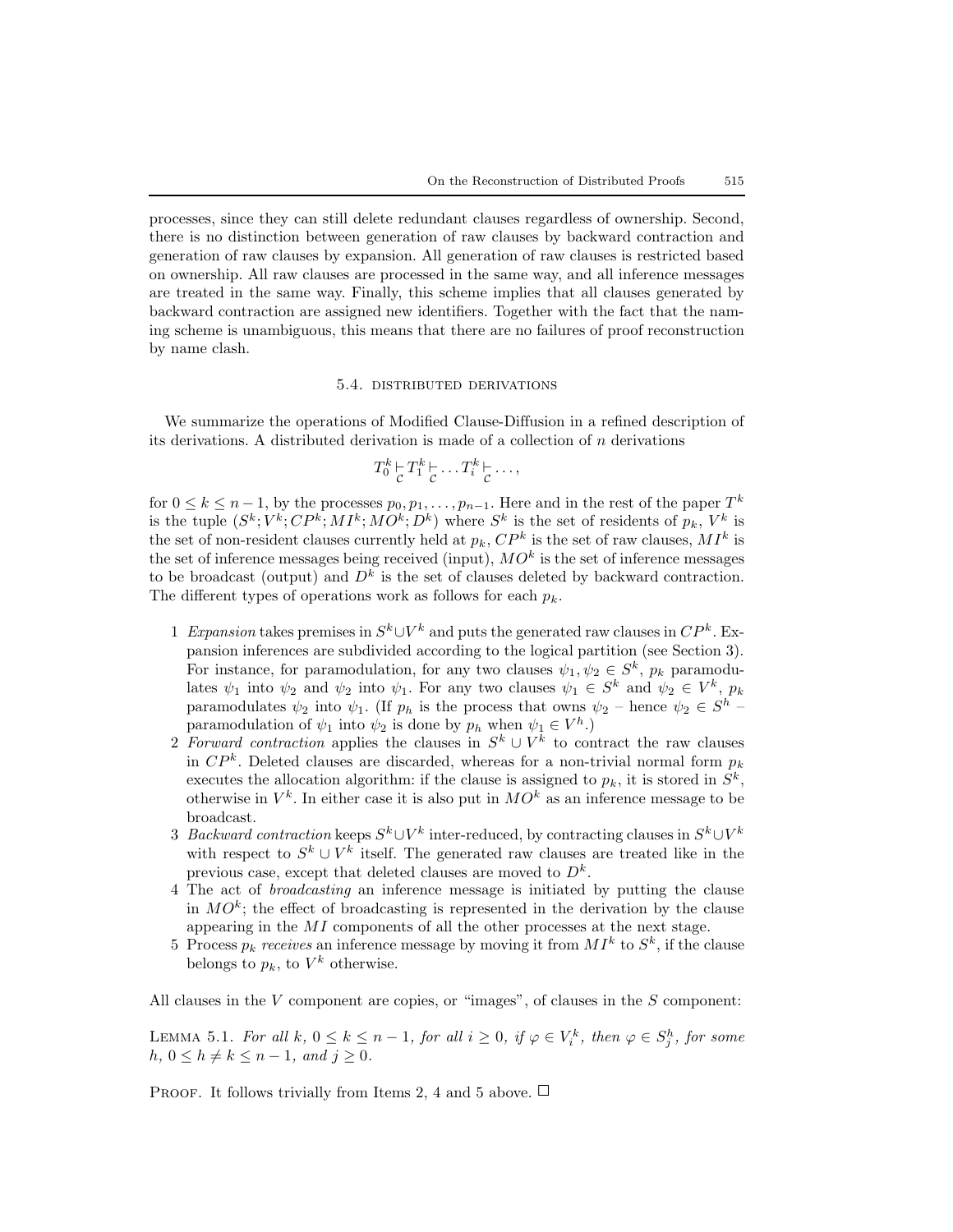processes, since they can still delete redundant clauses regardless of ownership. Second, there is no distinction between generation of raw clauses by backward contraction and generation of raw clauses by expansion. All generation of raw clauses is restricted based on ownership. All raw clauses are processed in the same way, and all inference messages are treated in the same way. Finally, this scheme implies that all clauses generated by backward contraction are assigned new identifiers. Together with the fact that the naming scheme is unambiguous, this means that there are no failures of proof reconstruction by name clash.

### 5.4. DISTRIBUTED DERIVATIONS

We summarize the operations of Modified Clause-Diffusion in a refined description of its derivations. A distributed derivation is made of a collection of $n$ derivations

$$T_0^k \underset{\mathcal{C}}{\vdash} T_1^k \underset{\mathcal{C}}{\vdash} \dots T_i^k \underset{\mathcal{C}}{\vdash} \dots,$$

for $0 \leq k \leq n-1$, by the processes $p_0, p_1, \dots, p_{n-1}$. Here and in the rest of the paper $T^k$ is the tuple $(S^k; V^k; CP^k; MI^k; MO^k; D^k)$ where $S^k$ is the set of residents of $p_k$, $V^k$ is the set of non-resident clauses currently held at $p_k$, $CP^k$ is the set of raw clauses, $MI^k$ is the set of inference messages being received (input), $MO^k$ is the set of inference messages to be broadcast (output) and $D^k$ is the set of clauses deleted by backward contraction. The different types of operations work as follows for each $p_k$.

1. *Expansion* takes premises in $S^k \cup V^k$ and puts the generated raw clauses in $CP^k$. Expansion inferences are subdivided according to the logical partition (see Section 3). For instance, for paramodulation, for any two clauses $\psi_1, \psi_2 \in S^k$, $p_k$ paramodulates $\psi_1$ into $\psi_2$ and $\psi_2$ into $\psi_1$. For any two clauses $\psi_1 \in S^k$ and $\psi_2 \in V^k$, $p_k$ paramodulates $\psi_2$ into $\psi_1$. (If $p_h$ is the process that owns $\psi_2$ – hence $\psi_2 \in S^h$ – paramodulation of $\psi_1$ into $\psi_2$ is done by $p_h$ when $\psi_1 \in V^h$.)
2. *Forward contraction* applies the clauses in $S^k \cup V^k$ to contract the raw clauses in $CP^k$. Deleted clauses are discarded, whereas for a non-trivial normal form $p_k$ executes the allocation algorithm: if the clause is assigned to $p_k$, it is stored in $S^k$, otherwise in $V^k$. In either case it is also put in $MO^k$ as an inference message to be broadcast.
3. *Backward contraction* keeps $S^k \cup V^k$ inter-reduced, by contracting clauses in $S^k \cup V^k$ with respect to $S^k \cup V^k$ itself. The generated raw clauses are treated like in the previous case, except that deleted clauses are moved to $D^k$.
4. The act of *broadcasting* an inference message is initiated by putting the clause in $MO^k$; the effect of broadcasting is represented in the derivation by the clause appearing in the $MI$ components of all the other processes at the next stage.
5. Process $p_k$ *receives* an inference message by moving it from $MI^k$ to $S^k$, if the clause belongs to $p_k$, to $V^k$ otherwise.

All clauses in the $V$ component are copies, or "images", of clauses in the $S$ component:

LEMMA 5.1. *For all $k$, $0 \leq k \leq n-1$, for all $i \geq 0$, if $\varphi \in V_i^k$, then $\varphi \in S_j^h$, for some $h$, $0 \leq h \neq k \leq n-1$, and $j \geq 0$.*

PROOF. It follows trivially from Items 2, 4 and 5 above. □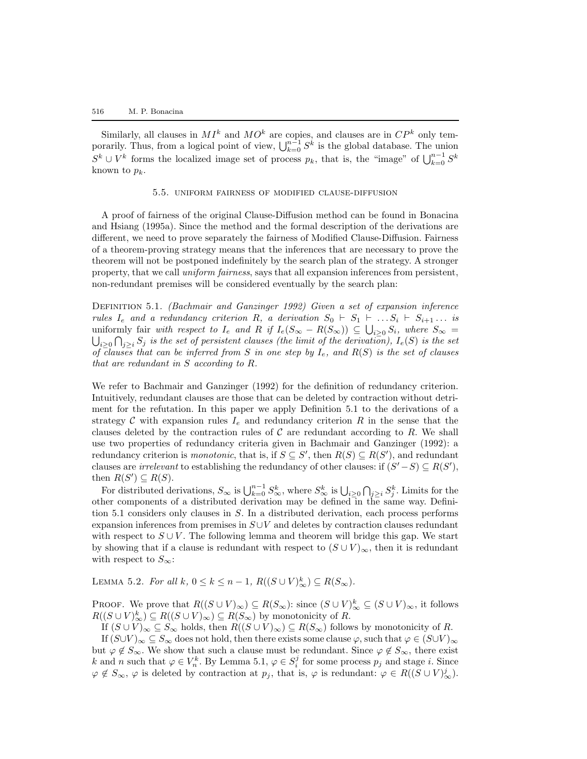Similarly, all clauses in $MI^k$ and $MO^k$ are copies, and clauses are in $CP^k$ only temporarily. Thus, from a logical point of view, $\bigcup_{k=0}^{n-1} S^k$ is the global database. The union $S^k \cup V^k$ forms the localized image set of process $p_k$, that is, the "image" of $\bigcup_{k=0}^{n-1} S^k$ known to $p_k$.

### 5.5. Uniform fairness of modified clause-diffusion

A proof of fairness of the original Clause-Diffusion method can be found in Bonacina and Hsiang (1995a). Since the method and the formal description of the derivations are different, we need to prove separately the fairness of Modified Clause-Diffusion. Fairness of a theorem-proving strategy means that the inferences that are necessary to prove the theorem will not be postponed indefinitely by the search plan of the strategy. A stronger property, that we call *uniform fairness*, says that all expansion inferences from persistent, non-redundant premises will be considered eventually by the search plan:

Definition 5.1. *(Bachmair and Ganzinger 1992) Given a set of expansion inference rules $I_e$ and a redundancy criterion $R$, a derivation $S_0 \vdash S_1 \vdash \ldots S_i \vdash S_{i+1} \ldots$ is* uniformly fair *with respect to $I_e$ and $R$ if $I_e(S_\infty - R(S_\infty)) \subseteq \bigcup_{i \geq 0} S_i$, where $S_\infty = \bigcup_{i\geq 0} \bigcap_{j \geq i} S_j$ is the set of persistent clauses (the limit of the derivation), $I_e(S)$ is the set of clauses that can be inferred from $S$ in one step by $I_e$, and $R(S)$ is the set of clauses that are redundant in $S$ according to $R$.*

We refer to Bachmair and Ganzinger (1992) for the definition of redundancy criterion. Intuitively, redundant clauses are those that can be deleted by contraction without detriment for the refutation. In this paper we apply Definition 5.1 to the derivations of a strategy $\mathcal{C}$ with expansion rules $I_e$ and redundancy criterion $R$ in the sense that the clauses deleted by the contraction rules of $\mathcal{C}$ are redundant according to $R$. We shall use two properties of redundancy criteria given in Bachmair and Ganzinger (1992): a redundancy criterion is *monotonic*, that is, if $S \subseteq S'$, then $R(S) \subseteq R(S')$, and redundant clauses are *irrelevant* to establishing the redundancy of other clauses: if $(S' - S) \subseteq R(S')$, then $R(S') \subseteq R(S)$.

For distributed derivations, $S_\infty$ is $\bigcup_{k=0}^{n-1} S^k_\infty$, where $S^k_\infty$ is $\bigcup_{i\geq 0} \bigcap_{j\geq i} S^k_j$. Limits for the other components of a distributed derivation may be defined in the same way. Definition 5.1 considers only clauses in $S$. In a distributed derivation, each process performs expansion inferences from premises in $S \cup V$ and deletes by contraction clauses redundant with respect to $S \cup V$. The following lemma and theorem will bridge this gap. We start by showing that if a clause is redundant with respect to $(S \cup V)_\infty$, then it is redundant with respect to $S_\infty$:

Lemma 5.2. *For all $k$, $0 \leq k \leq n-1$, $R((S \cup V)^k_\infty) \subseteq R(S_\infty)$.*

Proof. We prove that $R((S \cup V)_\infty) \subseteq R(S_\infty)$: since $(S \cup V)^k_\infty \subseteq (S \cup V)_\infty$, it follows $R((S \cup V)^k_\infty) \subseteq R((S \cup V)_\infty) \subseteq R(S_\infty)$ by monotonicity of $R$.

If $(S \cup V)_\infty \subseteq S_\infty$ holds, then $R((S \cup V)_\infty) \subseteq R(S_\infty)$ follows by monotonicity of $R$.

If $(S \cup V)_\infty \subseteq S_\infty$ does not hold, then there exists some clause $\varphi$, such that $\varphi \in (S \cup V)_\infty$ but $\varphi \notin S_\infty$. We show that such a clause must be redundant. Since $\varphi \notin S_\infty$, there exist $k$ and $n$ such that $\varphi \in V^k_n$. By Lemma 5.1, $\varphi \in S^j_i$ for some process $p_j$ and stage $i$. Since $\varphi \notin S_\infty$, $\varphi$ is deleted by contraction at $p_j$, that is, $\varphi$ is redundant: $\varphi \in R((S \cup V)^j_\infty)$.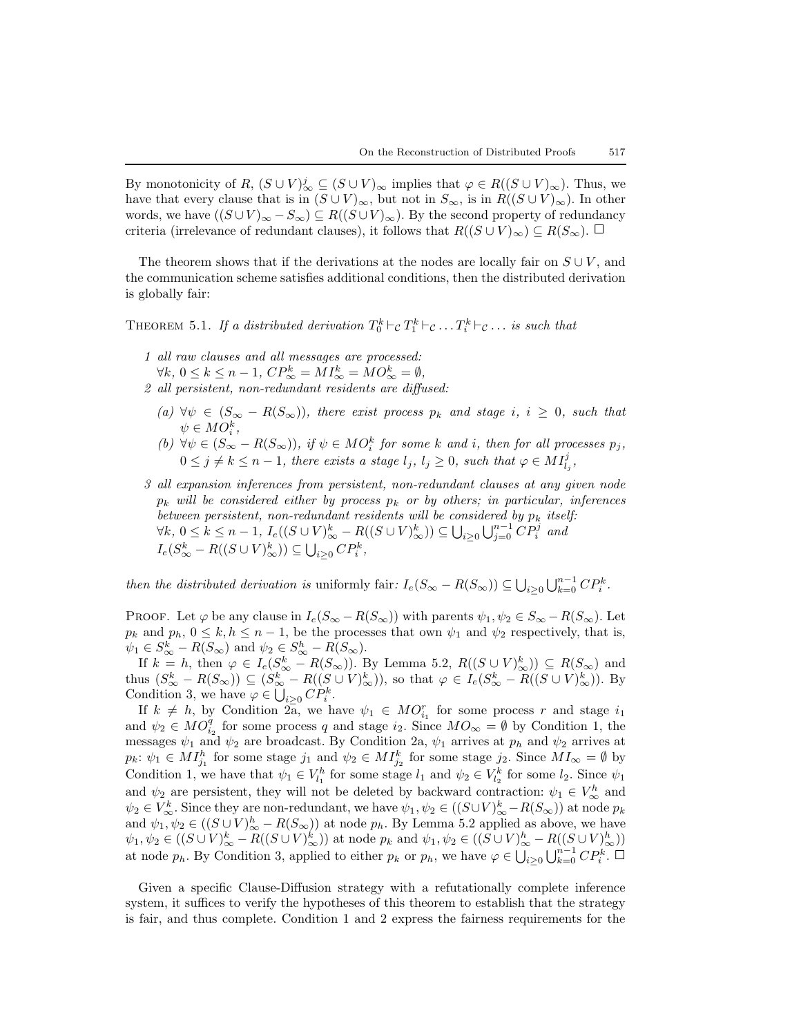By monotonicity of $R$, $(S \cup V)^j_\infty \subseteq (S \cup V)_\infty$ implies that $\varphi \in R((S \cup V)_\infty)$. Thus, we have that every clause that is in $(S \cup V)_\infty$, but not in $S_\infty$, is in $R((S \cup V)_\infty)$. In other words, we have $((S \cup V)_\infty - S_\infty) \subseteq R((S \cup V)_\infty)$. By the second property of redundancy criteria (irrelevance of redundant clauses), it follows that $R((S \cup V)_\infty) \subseteq R(S_\infty)$. $\square$

The theorem shows that if the derivations at the nodes are locally fair on $S \cup V$, and the communication scheme satisfies additional conditions, then the distributed derivation is globally fair:

THEOREM 5.1. *If a distributed derivation $T^k_0 \vdash_{\mathcal{C}} T^k_1 \vdash_{\mathcal{C}} \ldots T^k_i \vdash_{\mathcal{C}} \ldots$ is such that*

1. *all raw clauses and all messages are processed:* $\forall k,\ 0 \leq k \leq n-1,\ CP^k_\infty = MI^k_\infty = MO^k_\infty = \emptyset$,
2. *all persistent, non-redundant residents are diffused:*
   - *(a)* $\forall \psi \in (S_\infty - R(S_\infty))$, *there exist process $p_k$ and stage $i$, $i \geq 0$, such that* $\psi \in MO^k_i$,
   - *(b)* $\forall \psi \in (S_\infty - R(S_\infty))$, *if $\psi \in MO^k_i$ for some $k$ and $i$, then for all processes $p_j$, $0 \leq j \neq k \leq n-1$, there exists a stage $l_j$, $l_j \geq 0$, such that* $\varphi \in MI^j_{l_j}$,
3. *all expansion inferences from persistent, non-redundant clauses at any given node $p_k$ will be considered either by process $p_k$ or by others; in particular, inferences between persistent, non-redundant residents will be considered by $p_k$ itself:* $\forall k,\ 0 \leq k \leq n-1,\ I_e((S \cup V)^k_\infty - R((S \cup V)^k_\infty)) \subseteq \bigcup_{i \geq 0} \bigcup_{j=0}^{n-1} CP^j_i$ *and* $I_e(S^k_\infty - R((S \cup V)^k_\infty)) \subseteq \bigcup_{i \geq 0} CP^k_i$,

*then the distributed derivation is* uniformly fair*:* $I_e(S_\infty - R(S_\infty)) \subseteq \bigcup_{i \geq 0} \bigcup_{k=0}^{n-1} CP^k_i$.

PROOF. Let $\varphi$ be any clause in $I_e(S_\infty - R(S_\infty))$ with parents $\psi_1, \psi_2 \in S_\infty - R(S_\infty)$. Let $p_k$ and $p_h$, $0 \leq k, h \leq n-1$, be the processes that own $\psi_1$ and $\psi_2$ respectively, that is, $\psi_1 \in S^k_\infty - R(S_\infty)$ and $\psi_2 \in S^h_\infty - R(S_\infty)$.

If $k = h$, then $\varphi \in I_e(S^k_\infty - R(S_\infty))$. By Lemma 5.2, $R((S \cup V)^k_\infty)) \subseteq R(S_\infty)$ and thus $(S^k_\infty - R(S_\infty)) \subseteq (S^k_\infty - R((S \cup V)^k_\infty))$, so that $\varphi \in I_e(S^k_\infty - R((S \cup V)^k_\infty))$. By Condition 3, we have $\varphi \in \bigcup_{i \geq 0} CP^k_i$.

If $k \neq h$, by Condition 2a, we have $\psi_1 \in MO^r_{i_1}$ for some process $r$ and stage $i_1$ and $\psi_2 \in MO^q_{i_2}$ for some process $q$ and stage $i_2$. Since $MO_\infty = \emptyset$ by Condition 1, the messages $\psi_1$ and $\psi_2$ are broadcast. By Condition 2a, $\psi_1$ arrives at $p_h$ and $\psi_2$ arrives at $p_k$: $\psi_1 \in MI^h_{j_1}$ for some stage $j_1$ and $\psi_2 \in MI^k_{j_2}$ for some stage $j_2$. Since $MI_\infty = \emptyset$ by Condition 1, we have that $\psi_1 \in V^h_{l_1}$ for some stage $l_1$ and $\psi_2 \in V^k_{l_2}$ for some $l_2$. Since $\psi_1$ and $\psi_2$ are persistent, they will not be deleted by backward contraction: $\psi_1 \in V^h_\infty$ and $\psi_2 \in V^k_\infty$. Since they are non-redundant, we have $\psi_1, \psi_2 \in ((S \cup V)^k_\infty - R(S_\infty))$ at node $p_k$ and $\psi_1, \psi_2 \in ((S \cup V)^h_\infty - R(S_\infty))$ at node $p_h$. By Lemma 5.2 applied as above, we have $\psi_1, \psi_2 \in ((S \cup V)^k_\infty - R((S \cup V)^k_\infty))$ at node $p_k$ and $\psi_1, \psi_2 \in ((S \cup V)^h_\infty - R((S \cup V)^h_\infty))$ at node $p_h$. By Condition 3, applied to either $p_k$ or $p_h$, we have $\varphi \in \bigcup_{i \geq 0} \bigcup_{k=0}^{n-1} CP^k_i$. $\square$

Given a specific Clause-Diffusion strategy with a refutationally complete inference system, it suffices to verify the hypotheses of this theorem to establish that the strategy is fair, and thus complete. Condition 1 and 2 express the fairness requirements for the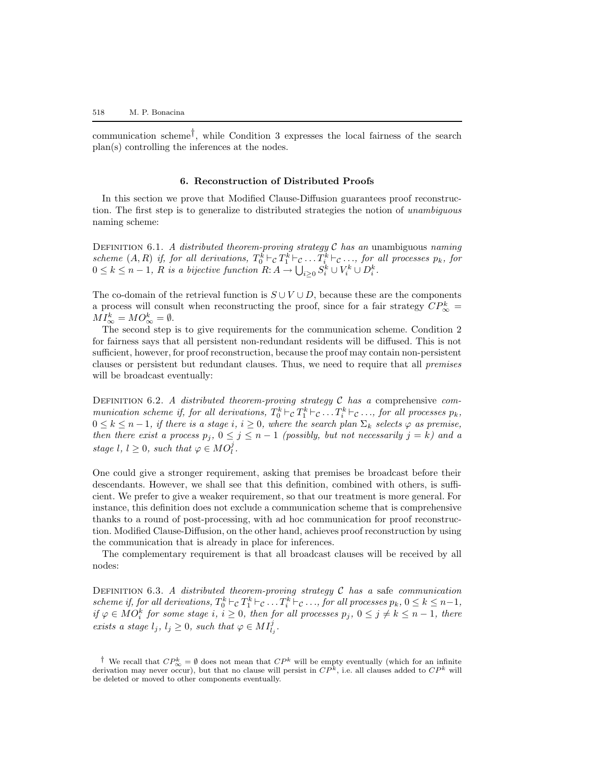communication scheme[†], while Condition 3 expresses the local fairness of the search plan(s) controlling the inferences at the nodes.

### 6. Reconstruction of Distributed Proofs

In this section we prove that Modified Clause-Diffusion guarantees proof reconstruction. The first step is to generalize to distributed strategies the notion of *unambiguous* naming scheme:

DEFINITION 6.1. *A distributed theorem-proving strategy $\mathcal{C}$ has an* unambiguous *naming scheme* $(A, R)$ *if, for all derivations,* $T_0^k \vdash_{\mathcal{C}} T_1^k \vdash_{\mathcal{C}} \ldots T_i^k \vdash_{\mathcal{C}} \ldots$, *for all processes* $p_k$, *for* $0 \leq k \leq n-1$, *$R$ is a bijective function* $R\colon A \rightarrow \bigcup_{i \geq 0} S_i^k \cup V_i^k \cup D_i^k$.

The co-domain of the retrieval function is $S \cup V \cup D$, because these are the components a process will consult when reconstructing the proof, since for a fair strategy $CP_\infty^k = MI_\infty^k = MO_\infty^k = \emptyset$.

The second step is to give requirements for the communication scheme. Condition 2 for fairness says that all persistent non-redundant residents will be diffused. This is not sufficient, however, for proof reconstruction, because the proof may contain non-persistent clauses or persistent but redundant clauses. Thus, we need to require that all *premises* will be broadcast eventually:

DEFINITION 6.2. *A distributed theorem-proving strategy $\mathcal{C}$ has a* comprehensive *communication scheme if, for all derivations,* $T_0^k \vdash_{\mathcal{C}} T_1^k \vdash_{\mathcal{C}} \ldots T_i^k \vdash_{\mathcal{C}} \ldots$, *for all processes* $p_k$, $0 \leq k \leq n-1$, *if there is a stage* $i$, $i \geq 0$, *where the search plan* $\Sigma_k$ *selects* $\varphi$ *as premise, then there exist a process* $p_j$, $0 \leq j \leq n-1$ *(possibly, but not necessarily* $j = k$*) and a stage* $l$, $l \geq 0$, *such that* $\varphi \in MO_l^j$.

One could give a stronger requirement, asking that premises be broadcast before their descendants. However, we shall see that this definition, combined with others, is sufficient. We prefer to give a weaker requirement, so that our treatment is more general. For instance, this definition does not exclude a communication scheme that is comprehensive thanks to a round of post-processing, with ad hoc communication for proof reconstruction. Modified Clause-Diffusion, on the other hand, achieves proof reconstruction by using the communication that is already in place for inferences.

The complementary requirement is that all broadcast clauses will be received by all nodes:

DEFINITION 6.3. *A distributed theorem-proving strategy $\mathcal{C}$ has a* safe *communication scheme if, for all derivations,* $T_0^k \vdash_{\mathcal{C}} T_1^k \vdash_{\mathcal{C}} \ldots T_i^k \vdash_{\mathcal{C}} \ldots$, *for all processes* $p_k$, $0 \leq k \leq n-1$, *if* $\varphi \in MO_i^k$ *for some stage* $i$, $i \geq 0$, *then for all processes* $p_j$, $0 \leq j \neq k \leq n-1$, *there exists a stage* $l_j$, $l_j \geq 0$, *such that* $\varphi \in MI_{l_j}^j$.

[†] We recall that $CP_\infty^k = \emptyset$ does not mean that $CP^k$ will be empty eventually (which for an infinite derivation may never occur), but that no clause will persist in $CP^k$, i.e. all clauses added to $CP^k$ will be deleted or moved to other components eventually.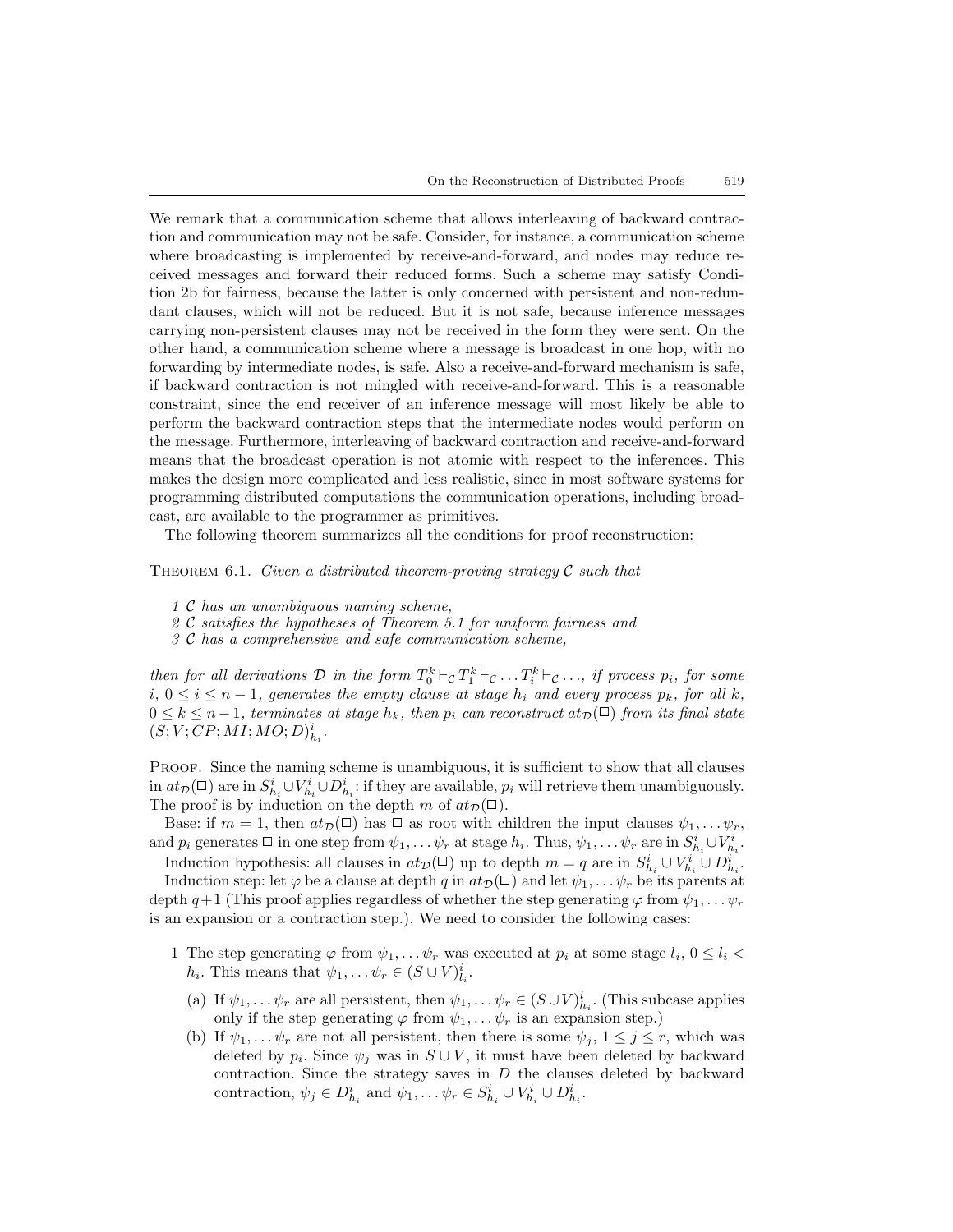We remark that a communication scheme that allows interleaving of backward contraction and communication may not be safe. Consider, for instance, a communication scheme where broadcasting is implemented by receive-and-forward, and nodes may reduce received messages and forward their reduced forms. Such a scheme may satisfy Condition 2b for fairness, because the latter is only concerned with persistent and non-redundant clauses, which will not be reduced. But it is not safe, because inference messages carrying non-persistent clauses may not be received in the form they were sent. On the other hand, a communication scheme where a message is broadcast in one hop, with no forwarding by intermediate nodes, is safe. Also a receive-and-forward mechanism is safe, if backward contraction is not mingled with receive-and-forward. This is a reasonable constraint, since the end receiver of an inference message will most likely be able to perform the backward contraction steps that the intermediate nodes would perform on the message. Furthermore, interleaving of backward contraction and receive-and-forward means that the broadcast operation is not atomic with respect to the inferences. This makes the design more complicated and less realistic, since in most software systems for programming distributed computations the communication operations, including broadcast, are available to the programmer as primitives.

The following theorem summarizes all the conditions for proof reconstruction:

Theorem 6.1. *Given a distributed theorem-proving strategy $\mathcal{C}$ such that*

*1 $\mathcal{C}$ has an unambiguous naming scheme,*
*2 $\mathcal{C}$ satisfies the hypotheses of Theorem 5.1 for uniform fairness and*
*3 $\mathcal{C}$ has a comprehensive and safe communication scheme,*

*then for all derivations $\mathcal{D}$ in the form $T_0^k \vdash_{\mathcal{C}} T_1^k \vdash_{\mathcal{C}} \ldots T_i^k \vdash_{\mathcal{C}} \ldots$, if process $p_i$, for some $i$, $0 \leq i \leq n-1$, generates the empty clause at stage $h_i$ and every process $p_k$, for all $k$, $0 \leq k \leq n-1$, terminates at stage $h_k$, then $p_i$ can reconstruct $at_{\mathcal{D}}(\Box)$ from its final state $(S; V; CP; MI; MO; D)^i_{h_i}$.*

Proof. Since the naming scheme is unambiguous, it is sufficient to show that all clauses in $at_{\mathcal{D}}(\Box)$ are in $S^i_{h_i} \cup V^i_{h_i} \cup D^i_{h_i}$: if they are available, $p_i$ will retrieve them unambiguously. The proof is by induction on the depth $m$ of $at_{\mathcal{D}}(\Box)$.

Base: if $m = 1$, then $at_{\mathcal{D}}(\Box)$ has $\Box$ as root with children the input clauses $\psi_1, \ldots \psi_r$, and $p_i$ generates $\Box$ in one step from $\psi_1, \ldots \psi_r$ at stage $h_i$. Thus, $\psi_1, \ldots \psi_r$ are in $S^i_{h_i} \cup V^i_{h_i}$.

Induction hypothesis: all clauses in $at_{\mathcal{D}}(\Box)$ up to depth $m = q$ are in $S^i_{h_i} \cup V^i_{h_i} \cup D^i_{h_i}$.

Induction step: let $\varphi$ be a clause at depth $q$ in $at_{\mathcal{D}}(\Box)$ and let $\psi_1, \ldots \psi_r$ be its parents at depth $q+1$ (This proof applies regardless of whether the step generating $\varphi$ from $\psi_1, \ldots \psi_r$ is an expansion or a contraction step.). We need to consider the following cases:

1 The step generating $\varphi$ from $\psi_1, \ldots \psi_r$ was executed at $p_i$ at some stage $l_i$, $0 \leq l_i < h_i$. This means that $\psi_1, \ldots \psi_r \in (S \cup V)^i_{l_i}$.

   (a) If $\psi_1, \ldots \psi_r$ are all persistent, then $\psi_1, \ldots \psi_r \in (S \cup V)^i_{h_i}$. (This subcase applies only if the step generating $\varphi$ from $\psi_1, \ldots \psi_r$ is an expansion step.)

   (b) If $\psi_1, \ldots \psi_r$ are not all persistent, then there is some $\psi_j$, $1 \leq j \leq r$, which was deleted by $p_i$. Since $\psi_j$ was in $S \cup V$, it must have been deleted by backward contraction. Since the strategy saves in $D$ the clauses deleted by backward contraction, $\psi_j \in D^i_{h_i}$ and $\psi_1, \ldots \psi_r \in S^i_{h_i} \cup V^i_{h_i} \cup D^i_{h_i}$.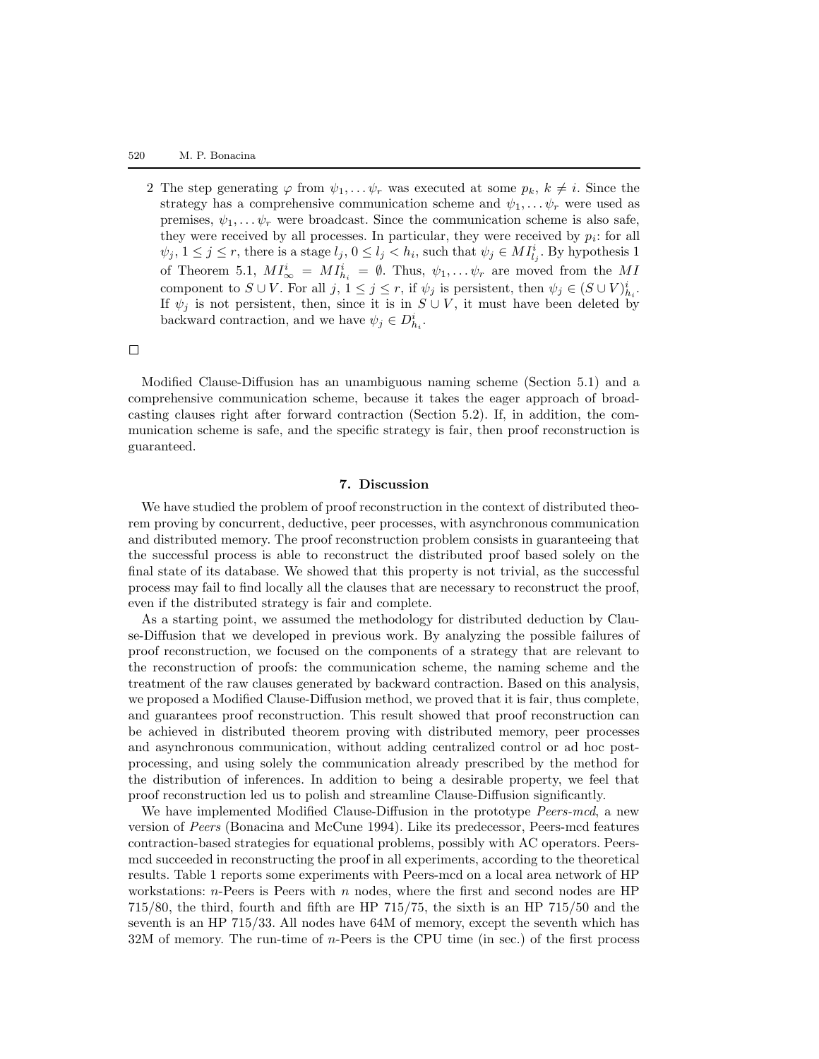2. The step generating $\varphi$ from $\psi_1, \ldots \psi_r$ was executed at some $p_k$, $k \neq i$. Since the strategy has a comprehensive communication scheme and $\psi_1, \ldots \psi_r$ were used as premises, $\psi_1, \ldots \psi_r$ were broadcast. Since the communication scheme is also safe, they were received by all processes. In particular, they were received by $p_i$: for all $\psi_j$, $1 \leq j \leq r$, there is a stage $l_j$, $0 \leq l_j < h_i$, such that $\psi_j \in MI^i_{l_j}$. By hypothesis 1 of Theorem 5.1, $MI^i_\infty = MI^i_{h_i} = \emptyset$. Thus, $\psi_1, \ldots \psi_r$ are moved from the $MI$ component to $S \cup V$. For all $j$, $1 \leq j \leq r$, if $\psi_j$ is persistent, then $\psi_j \in (S \cup V)^i_{h_i}$. If $\psi_j$ is not persistent, then, since it is in $S \cup V$, it must have been deleted by backward contraction, and we have $\psi_j \in D^i_{h_i}$.

□

Modified Clause-Diffusion has an unambiguous naming scheme (Section 5.1) and a comprehensive communication scheme, because it takes the eager approach of broadcasting clauses right after forward contraction (Section 5.2). If, in addition, the communication scheme is safe, and the specific strategy is fair, then proof reconstruction is guaranteed.

## 7. Discussion

We have studied the problem of proof reconstruction in the context of distributed theorem proving by concurrent, deductive, peer processes, with asynchronous communication and distributed memory. The proof reconstruction problem consists in guaranteeing that the successful process is able to reconstruct the distributed proof based solely on the final state of its database. We showed that this property is not trivial, as the successful process may fail to find locally all the clauses that are necessary to reconstruct the proof, even if the distributed strategy is fair and complete.

As a starting point, we assumed the methodology for distributed deduction by Clause-Diffusion that we developed in previous work. By analyzing the possible failures of proof reconstruction, we focused on the components of a strategy that are relevant to the reconstruction of proofs: the communication scheme, the naming scheme and the treatment of the raw clauses generated by backward contraction. Based on this analysis, we proposed a Modified Clause-Diffusion method, we proved that it is fair, thus complete, and guarantees proof reconstruction. This result showed that proof reconstruction can be achieved in distributed theorem proving with distributed memory, peer processes and asynchronous communication, without adding centralized control or ad hoc post-processing, and using solely the communication already prescribed by the method for the distribution of inferences. In addition to being a desirable property, we feel that proof reconstruction led us to polish and streamline Clause-Diffusion significantly.

We have implemented Modified Clause-Diffusion in the prototype *Peers-mcd*, a new version of *Peers* (Bonacina and McCune 1994). Like its predecessor, Peers-mcd features contraction-based strategies for equational problems, possibly with AC operators. Peers-mcd succeeded in reconstructing the proof in all experiments, according to the theoretical results. Table 1 reports some experiments with Peers-mcd on a local area network of HP workstations: $n$-Peers is Peers with $n$ nodes, where the first and second nodes are HP 715/80, the third, fourth and fifth are HP 715/75, the sixth is an HP 715/50 and the seventh is an HP 715/33. All nodes have 64M of memory, except the seventh which has 32M of memory. The run-time of $n$-Peers is the CPU time (in sec.) of the first process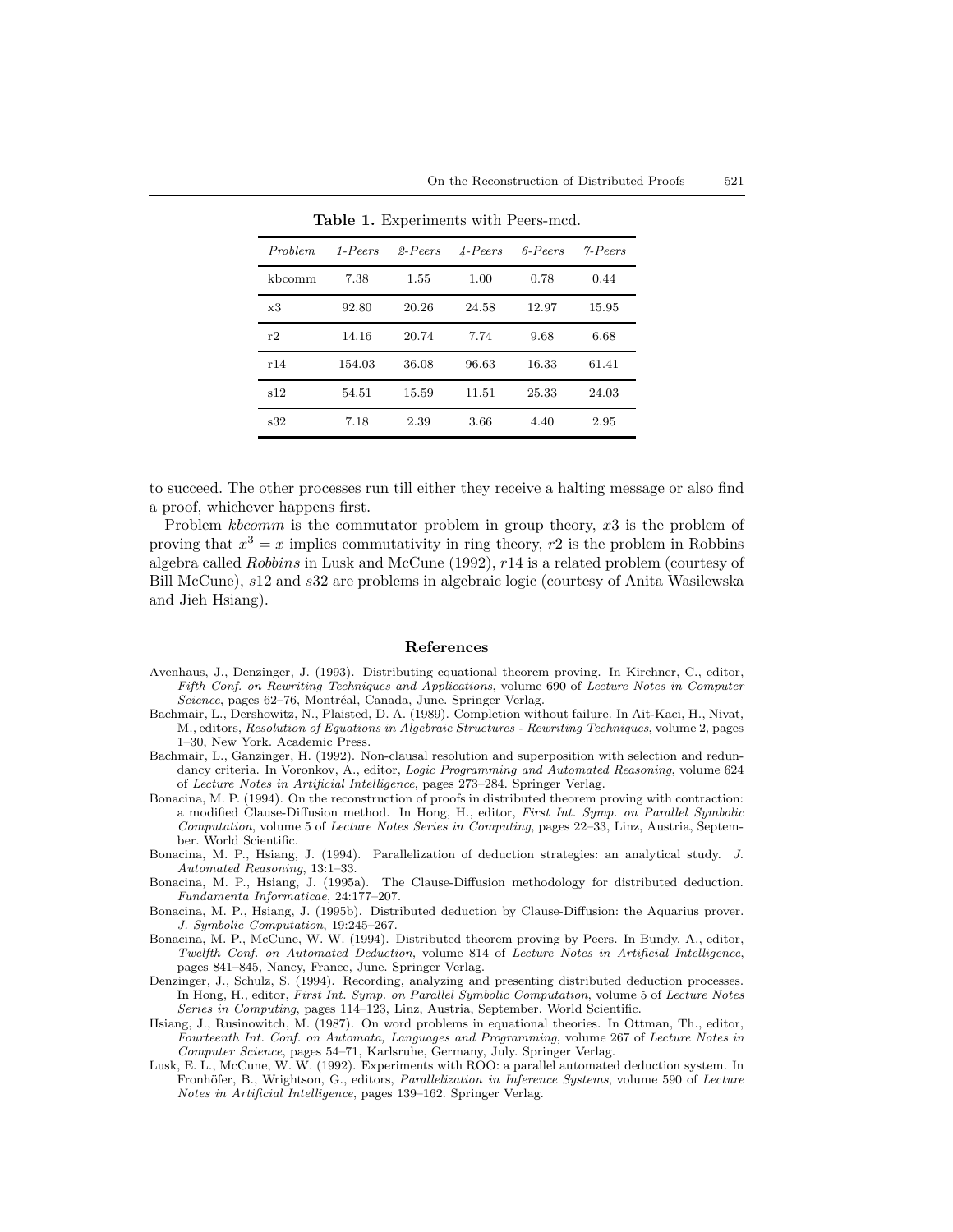**Table 1.** Experiments with Peers-mcd.

| *Problem* | *1-Peers* | *2-Peers* | *4-Peers* | *6-Peers* | *7-Peers* |
|---|---|---|---|---|---|
| kbcomm | 7.38 | 1.55 | 1.00 | 0.78 | 0.44 |
| x3 | 92.80 | 20.26 | 24.58 | 12.97 | 15.95 |
| r2 | 14.16 | 20.74 | 7.74 | 9.68 | 6.68 |
| r14 | 154.03 | 36.08 | 96.63 | 16.33 | 61.41 |
| s12 | 54.51 | 15.59 | 11.51 | 25.33 | 24.03 |
| s32 | 7.18 | 2.39 | 3.66 | 4.40 | 2.95 |

to succeed. The other processes run till either they receive a halting message or also find a proof, whichever happens first.

Problem *kbcomm* is the commutator problem in group theory, $x3$ is the problem of proving that $x^3 = x$ implies commutativity in ring theory, $r2$ is the problem in Robbins algebra called *Robbins* in Lusk and McCune (1992), $r14$ is a related problem (courtesy of Bill McCune), $s12$ and $s32$ are problems in algebraic logic (courtesy of Anita Wasilewska and Jieh Hsiang).

## References

Avenhaus, J., Denzinger, J. (1993). Distributing equational theorem proving. In Kirchner, C., editor, *Fifth Conf. on Rewriting Techniques and Applications*, volume 690 of *Lecture Notes in Computer Science*, pages 62–76, Montréal, Canada, June. Springer Verlag.

Bachmair, L., Dershowitz, N., Plaisted, D. A. (1989). Completion without failure. In Ait-Kaci, H., Nivat, M., editors, *Resolution of Equations in Algebraic Structures - Rewriting Techniques*, volume 2, pages 1–30, New York. Academic Press.

Bachmair, L., Ganzinger, H. (1992). Non-clausal resolution and superposition with selection and redundancy criteria. In Voronkov, A., editor, *Logic Programming and Automated Reasoning*, volume 624 of *Lecture Notes in Artificial Intelligence*, pages 273–284. Springer Verlag.

Bonacina, M. P. (1994). On the reconstruction of proofs in distributed theorem proving with contraction: a modified Clause-Diffusion method. In Hong, H., editor, *First Int. Symp. on Parallel Symbolic Computation*, volume 5 of *Lecture Notes Series in Computing*, pages 22–33, Linz, Austria, September. World Scientific.

Bonacina, M. P., Hsiang, J. (1994). Parallelization of deduction strategies: an analytical study. *J. Automated Reasoning*, 13:1–33.

Bonacina, M. P., Hsiang, J. (1995a). The Clause-Diffusion methodology for distributed deduction. *Fundamenta Informaticae*, 24:177–207.

Bonacina, M. P., Hsiang, J. (1995b). Distributed deduction by Clause-Diffusion: the Aquarius prover. *J. Symbolic Computation*, 19:245–267.

Bonacina, M. P., McCune, W. W. (1994). Distributed theorem proving by Peers. In Bundy, A., editor, *Twelfth Conf. on Automated Deduction*, volume 814 of *Lecture Notes in Artificial Intelligence*, pages 841–845, Nancy, France, June. Springer Verlag.

Denzinger, J., Schulz, S. (1994). Recording, analyzing and presenting distributed deduction processes. In Hong, H., editor, *First Int. Symp. on Parallel Symbolic Computation*, volume 5 of *Lecture Notes Series in Computing*, pages 114–123, Linz, Austria, September. World Scientific.

Hsiang, J., Rusinowitch, M. (1987). On word problems in equational theories. In Ottman, Th., editor, *Fourteenth Int. Conf. on Automata, Languages and Programming*, volume 267 of *Lecture Notes in Computer Science*, pages 54–71, Karlsruhe, Germany, July. Springer Verlag.

Lusk, E. L., McCune, W. W. (1992). Experiments with ROO: a parallel automated deduction system. In Fronhöfer, B., Wrightson, G., editors, *Parallelization in Inference Systems*, volume 590 of *Lecture Notes in Artificial Intelligence*, pages 139–162. Springer Verlag.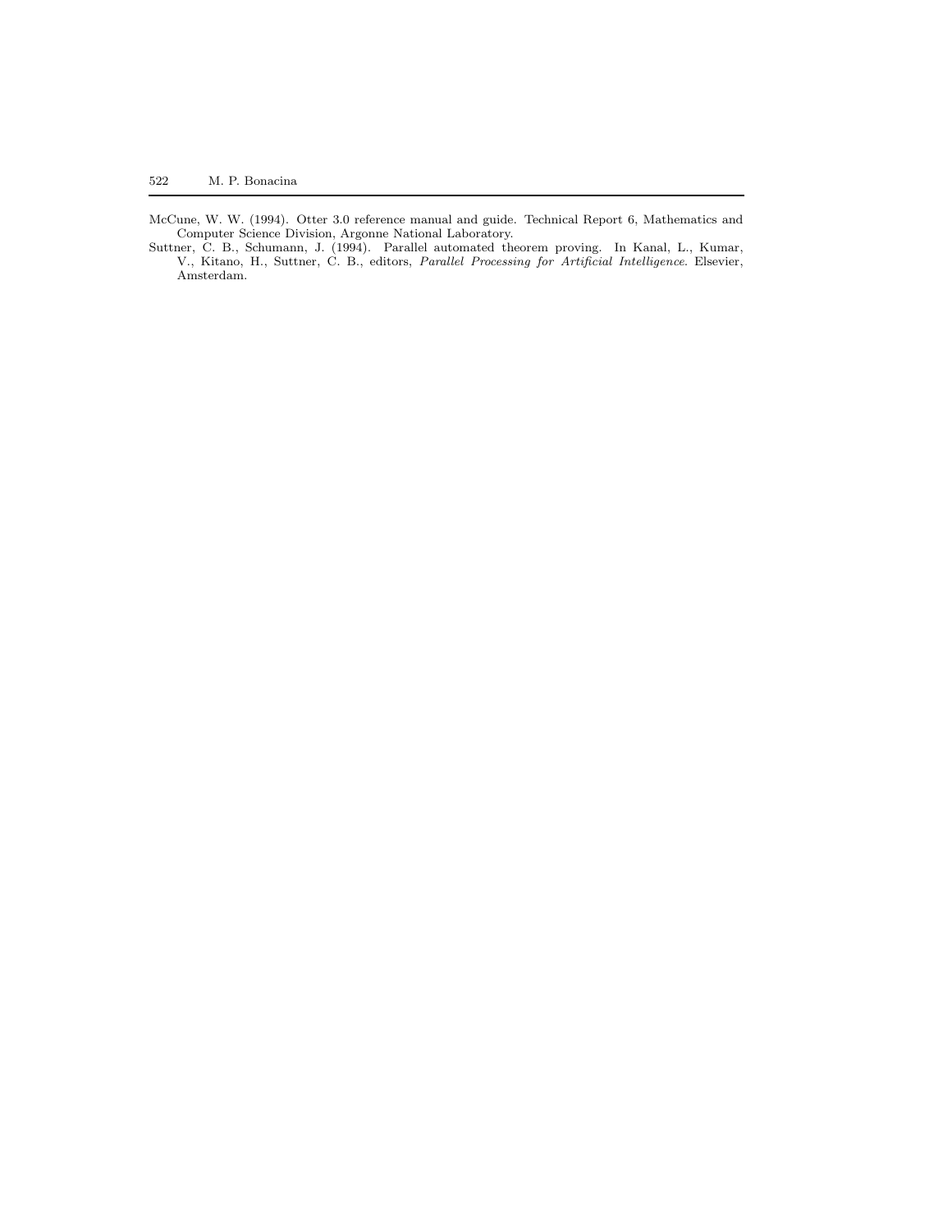McCune, W. W. (1994). Otter 3.0 reference manual and guide. Technical Report 6, Mathematics and Computer Science Division, Argonne National Laboratory.

Suttner, C. B., Schumann, J. (1994). Parallel automated theorem proving. In Kanal, L., Kumar, V., Kitano, H., Suttner, C. B., editors, *Parallel Processing for Artificial Intelligence*. Elsevier, Amsterdam.